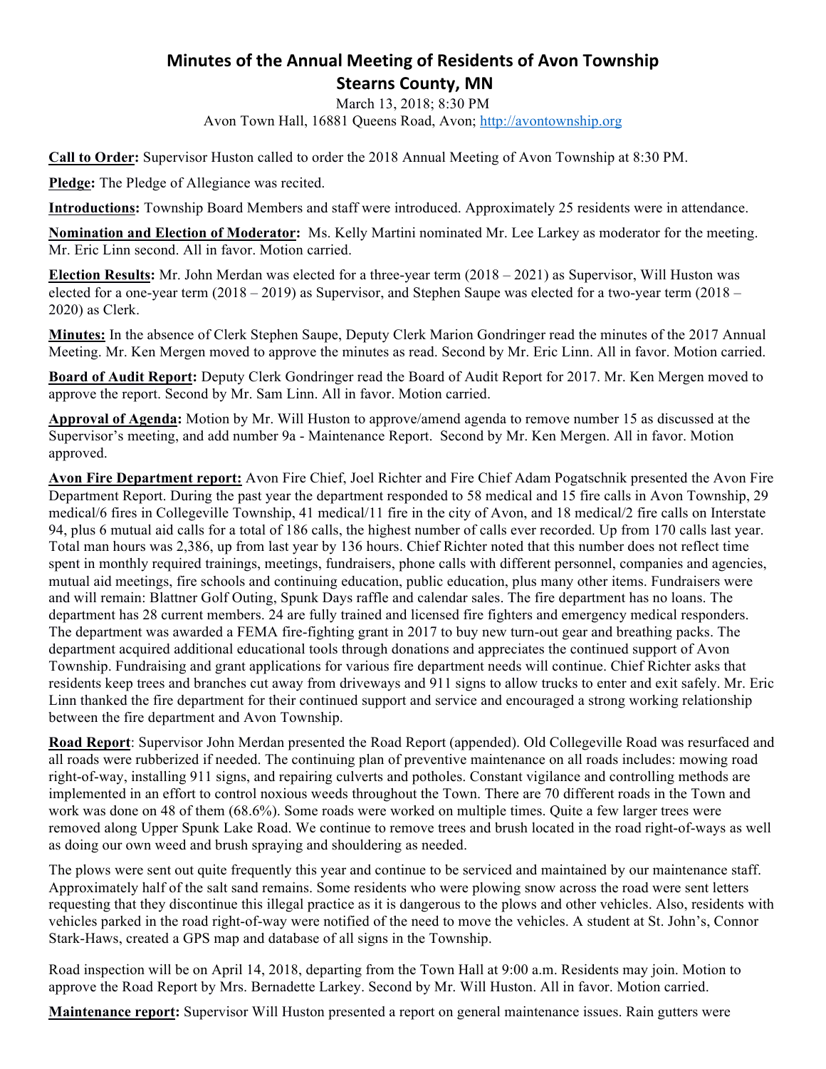# Minutes of the Annual Meeting of Residents of Avon Township
## Stearns County, MN

March 13, 2018; 8:30 PM
Avon Town Hall, 16881 Queens Road, Avon; http://avontownship.org

**Call to Order:** Supervisor Huston called to order the 2018 Annual Meeting of Avon Township at 8:30 PM.

**Pledge:** The Pledge of Allegiance was recited.

**Introductions:** Township Board Members and staff were introduced. Approximately 25 residents were in attendance.

**Nomination and Election of Moderator:** Ms. Kelly Martini nominated Mr. Lee Larkey as moderator for the meeting. Mr. Eric Linn second. All in favor. Motion carried.

**Election Results:** Mr. John Merdan was elected for a three-year term (2018 – 2021) as Supervisor, Will Huston was elected for a one-year term (2018 – 2019) as Supervisor, and Stephen Saupe was elected for a two-year term (2018 – 2020) as Clerk.

**Minutes:** In the absence of Clerk Stephen Saupe, Deputy Clerk Marion Gondringer read the minutes of the 2017 Annual Meeting. Mr. Ken Mergen moved to approve the minutes as read. Second by Mr. Eric Linn. All in favor. Motion carried.

**Board of Audit Report:** Deputy Clerk Gondringer read the Board of Audit Report for 2017. Mr. Ken Mergen moved to approve the report. Second by Mr. Sam Linn. All in favor. Motion carried.

**Approval of Agenda:** Motion by Mr. Will Huston to approve/amend agenda to remove number 15 as discussed at the Supervisor's meeting, and add number 9a - Maintenance Report. Second by Mr. Ken Mergen. All in favor. Motion approved.

**Avon Fire Department report:** Avon Fire Chief, Joel Richter and Fire Chief Adam Pogatschnik presented the Avon Fire Department Report. During the past year the department responded to 58 medical and 15 fire calls in Avon Township, 29 medical/6 fires in Collegeville Township, 41 medical/11 fire in the city of Avon, and 18 medical/2 fire calls on Interstate 94, plus 6 mutual aid calls for a total of 186 calls, the highest number of calls ever recorded. Up from 170 calls last year. Total man hours was 2,386, up from last year by 136 hours. Chief Richter noted that this number does not reflect time spent in monthly required trainings, meetings, fundraisers, phone calls with different personnel, companies and agencies, mutual aid meetings, fire schools and continuing education, public education, plus many other items. Fundraisers were and will remain: Blattner Golf Outing, Spunk Days raffle and calendar sales. The fire department has no loans. The department has 28 current members. 24 are fully trained and licensed fire fighters and emergency medical responders. The department was awarded a FEMA fire-fighting grant in 2017 to buy new turn-out gear and breathing packs. The department acquired additional educational tools through donations and appreciates the continued support of Avon Township. Fundraising and grant applications for various fire department needs will continue. Chief Richter asks that residents keep trees and branches cut away from driveways and 911 signs to allow trucks to enter and exit safely. Mr. Eric Linn thanked the fire department for their continued support and service and encouraged a strong working relationship between the fire department and Avon Township.

**Road Report**: Supervisor John Merdan presented the Road Report (appended). Old Collegeville Road was resurfaced and all roads were rubberized if needed. The continuing plan of preventive maintenance on all roads includes: mowing road right-of-way, installing 911 signs, and repairing culverts and potholes. Constant vigilance and controlling methods are implemented in an effort to control noxious weeds throughout the Town. There are 70 different roads in the Town and work was done on 48 of them (68.6%). Some roads were worked on multiple times. Quite a few larger trees were removed along Upper Spunk Lake Road. We continue to remove trees and brush located in the road right-of-ways as well as doing our own weed and brush spraying and shouldering as needed.

The plows were sent out quite frequently this year and continue to be serviced and maintained by our maintenance staff. Approximately half of the salt sand remains. Some residents who were plowing snow across the road were sent letters requesting that they discontinue this illegal practice as it is dangerous to the plows and other vehicles. Also, residents with vehicles parked in the road right-of-way were notified of the need to move the vehicles. A student at St. John's, Connor Stark-Haws, created a GPS map and database of all signs in the Township.

Road inspection will be on April 14, 2018, departing from the Town Hall at 9:00 a.m. Residents may join. Motion to approve the Road Report by Mrs. Bernadette Larkey. Second by Mr. Will Huston. All in favor. Motion carried.

**Maintenance report:** Supervisor Will Huston presented a report on general maintenance issues. Rain gutters were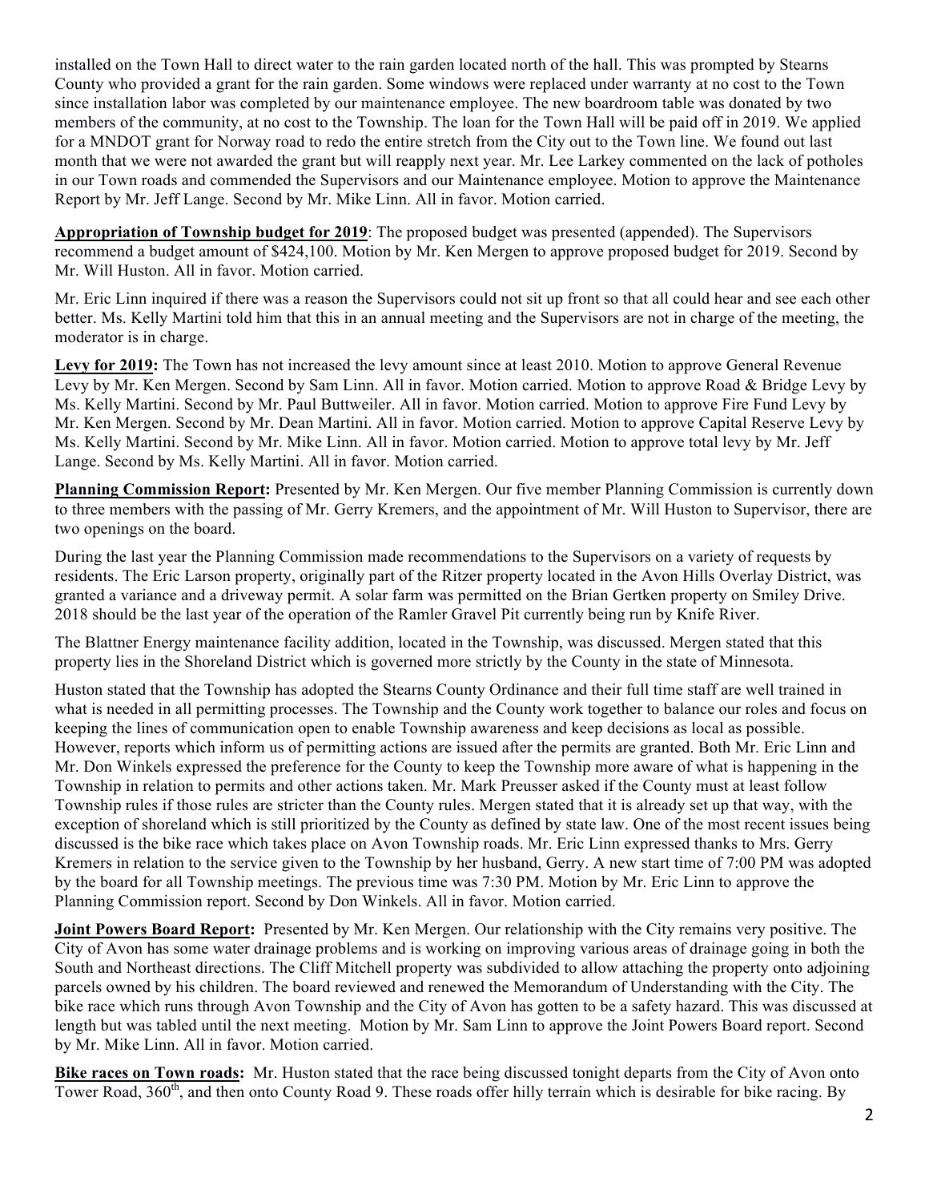installed on the Town Hall to direct water to the rain garden located north of the hall. This was prompted by Stearns County who provided a grant for the rain garden. Some windows were replaced under warranty at no cost to the Town since installation labor was completed by our maintenance employee. The new boardroom table was donated by two members of the community, at no cost to the Township. The loan for the Town Hall will be paid off in 2019. We applied for a MNDOT grant for Norway road to redo the entire stretch from the City out to the Town line. We found out last month that we were not awarded the grant but will reapply next year. Mr. Lee Larkey commented on the lack of potholes in our Town roads and commended the Supervisors and our Maintenance employee. Motion to approve the Maintenance Report by Mr. Jeff Lange. Second by Mr. Mike Linn. All in favor. Motion carried.

**Appropriation of Township budget for 2019**: The proposed budget was presented (appended). The Supervisors recommend a budget amount of $424,100. Motion by Mr. Ken Mergen to approve proposed budget for 2019. Second by Mr. Will Huston. All in favor. Motion carried.

Mr. Eric Linn inquired if there was a reason the Supervisors could not sit up front so that all could hear and see each other better. Ms. Kelly Martini told him that this in an annual meeting and the Supervisors are not in charge of the meeting, the moderator is in charge.

**Levy for 2019:** The Town has not increased the levy amount since at least 2010. Motion to approve General Revenue Levy by Mr. Ken Mergen. Second by Sam Linn. All in favor. Motion carried. Motion to approve Road & Bridge Levy by Ms. Kelly Martini. Second by Mr. Paul Buttweiler. All in favor. Motion carried. Motion to approve Fire Fund Levy by Mr. Ken Mergen. Second by Mr. Dean Martini. All in favor. Motion carried. Motion to approve Capital Reserve Levy by Ms. Kelly Martini. Second by Mr. Mike Linn. All in favor. Motion carried. Motion to approve total levy by Mr. Jeff Lange. Second by Ms. Kelly Martini. All in favor. Motion carried.

**Planning Commission Report:** Presented by Mr. Ken Mergen. Our five member Planning Commission is currently down to three members with the passing of Mr. Gerry Kremers, and the appointment of Mr. Will Huston to Supervisor, there are two openings on the board.

During the last year the Planning Commission made recommendations to the Supervisors on a variety of requests by residents. The Eric Larson property, originally part of the Ritzer property located in the Avon Hills Overlay District, was granted a variance and a driveway permit. A solar farm was permitted on the Brian Gertken property on Smiley Drive. 2018 should be the last year of the operation of the Ramler Gravel Pit currently being run by Knife River.

The Blattner Energy maintenance facility addition, located in the Township, was discussed. Mergen stated that this property lies in the Shoreland District which is governed more strictly by the County in the state of Minnesota.

Huston stated that the Township has adopted the Stearns County Ordinance and their full time staff are well trained in what is needed in all permitting processes. The Township and the County work together to balance our roles and focus on keeping the lines of communication open to enable Township awareness and keep decisions as local as possible. However, reports which inform us of permitting actions are issued after the permits are granted. Both Mr. Eric Linn and Mr. Don Winkels expressed the preference for the County to keep the Township more aware of what is happening in the Township in relation to permits and other actions taken. Mr. Mark Preusser asked if the County must at least follow Township rules if those rules are stricter than the County rules. Mergen stated that it is already set up that way, with the exception of shoreland which is still prioritized by the County as defined by state law. One of the most recent issues being discussed is the bike race which takes place on Avon Township roads. Mr. Eric Linn expressed thanks to Mrs. Gerry Kremers in relation to the service given to the Township by her husband, Gerry. A new start time of 7:00 PM was adopted by the board for all Township meetings. The previous time was 7:30 PM. Motion by Mr. Eric Linn to approve the Planning Commission report. Second by Don Winkels. All in favor. Motion carried.

**Joint Powers Board Report:** Presented by Mr. Ken Mergen. Our relationship with the City remains very positive. The City of Avon has some water drainage problems and is working on improving various areas of drainage going in both the South and Northeast directions. The Cliff Mitchell property was subdivided to allow attaching the property onto adjoining parcels owned by his children. The board reviewed and renewed the Memorandum of Understanding with the City. The bike race which runs through Avon Township and the City of Avon has gotten to be a safety hazard. This was discussed at length but was tabled until the next meeting. Motion by Mr. Sam Linn to approve the Joint Powers Board report. Second by Mr. Mike Linn. All in favor. Motion carried.

**Bike races on Town roads:** Mr. Huston stated that the race being discussed tonight departs from the City of Avon onto Tower Road, 360th, and then onto County Road 9. These roads offer hilly terrain which is desirable for bike racing. By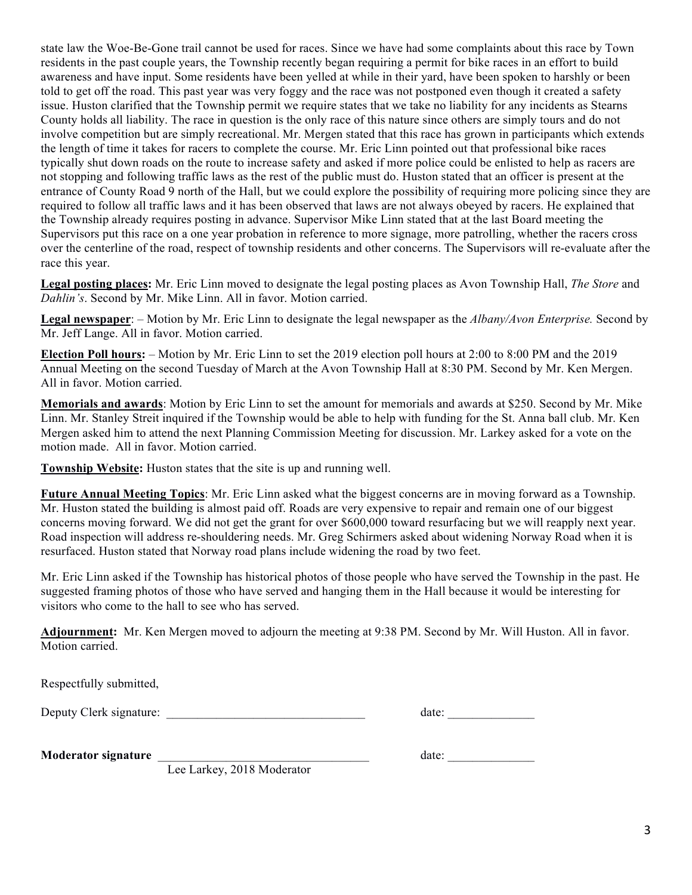state law the Woe-Be-Gone trail cannot be used for races. Since we have had some complaints about this race by Town residents in the past couple years, the Township recently began requiring a permit for bike races in an effort to build awareness and have input. Some residents have been yelled at while in their yard, have been spoken to harshly or been told to get off the road. This past year was very foggy and the race was not postponed even though it created a safety issue. Huston clarified that the Township permit we require states that we take no liability for any incidents as Stearns County holds all liability. The race in question is the only race of this nature since others are simply tours and do not involve competition but are simply recreational. Mr. Mergen stated that this race has grown in participants which extends the length of time it takes for racers to complete the course. Mr. Eric Linn pointed out that professional bike races typically shut down roads on the route to increase safety and asked if more police could be enlisted to help as racers are not stopping and following traffic laws as the rest of the public must do. Huston stated that an officer is present at the entrance of County Road 9 north of the Hall, but we could explore the possibility of requiring more policing since they are required to follow all traffic laws and it has been observed that laws are not always obeyed by racers. He explained that the Township already requires posting in advance. Supervisor Mike Linn stated that at the last Board meeting the Supervisors put this race on a one year probation in reference to more signage, more patrolling, whether the racers cross over the centerline of the road, respect of township residents and other concerns. The Supervisors will re-evaluate after the race this year.

**Legal posting places:** Mr. Eric Linn moved to designate the legal posting places as Avon Township Hall, *The Store* and *Dahlin's*. Second by Mr. Mike Linn. All in favor. Motion carried.

**Legal newspaper**: – Motion by Mr. Eric Linn to designate the legal newspaper as the *Albany/Avon Enterprise.* Second by Mr. Jeff Lange. All in favor. Motion carried.

**Election Poll hours:** – Motion by Mr. Eric Linn to set the 2019 election poll hours at 2:00 to 8:00 PM and the 2019 Annual Meeting on the second Tuesday of March at the Avon Township Hall at 8:30 PM. Second by Mr. Ken Mergen. All in favor. Motion carried.

**Memorials and awards**: Motion by Eric Linn to set the amount for memorials and awards at $250. Second by Mr. Mike Linn. Mr. Stanley Streit inquired if the Township would be able to help with funding for the St. Anna ball club. Mr. Ken Mergen asked him to attend the next Planning Commission Meeting for discussion. Mr. Larkey asked for a vote on the motion made. All in favor. Motion carried.

**Township Website:** Huston states that the site is up and running well.

**Future Annual Meeting Topics**: Mr. Eric Linn asked what the biggest concerns are in moving forward as a Township. Mr. Huston stated the building is almost paid off. Roads are very expensive to repair and remain one of our biggest concerns moving forward. We did not get the grant for over $600,000 toward resurfacing but we will reapply next year. Road inspection will address re-shouldering needs. Mr. Greg Schirmers asked about widening Norway Road when it is resurfaced. Huston stated that Norway road plans include widening the road by two feet.

Mr. Eric Linn asked if the Township has historical photos of those people who have served the Township in the past. He suggested framing photos of those who have served and hanging them in the Hall because it would be interesting for visitors who come to the hall to see who has served.

**Adjournment:** Mr. Ken Mergen moved to adjourn the meeting at 9:38 PM. Second by Mr. Will Huston. All in favor. Motion carried.

Respectfully submitted,

Deputy Clerk signature: \_\_\_\_\_\_\_\_\_\_\_\_\_\_\_\_\_\_\_\_\_\_\_\_\_\_\_\_\_\_\_\_ date: \_\_\_\_\_\_\_\_\_\_\_\_\_\_

**Moderator signature** \_\_\_\_\_\_\_\_\_\_\_\_\_\_\_\_\_\_\_\_\_\_\_\_\_\_\_\_\_\_\_\_ date: \_\_\_\_\_\_\_\_\_\_\_\_\_\_

Lee Larkey, 2018 Moderator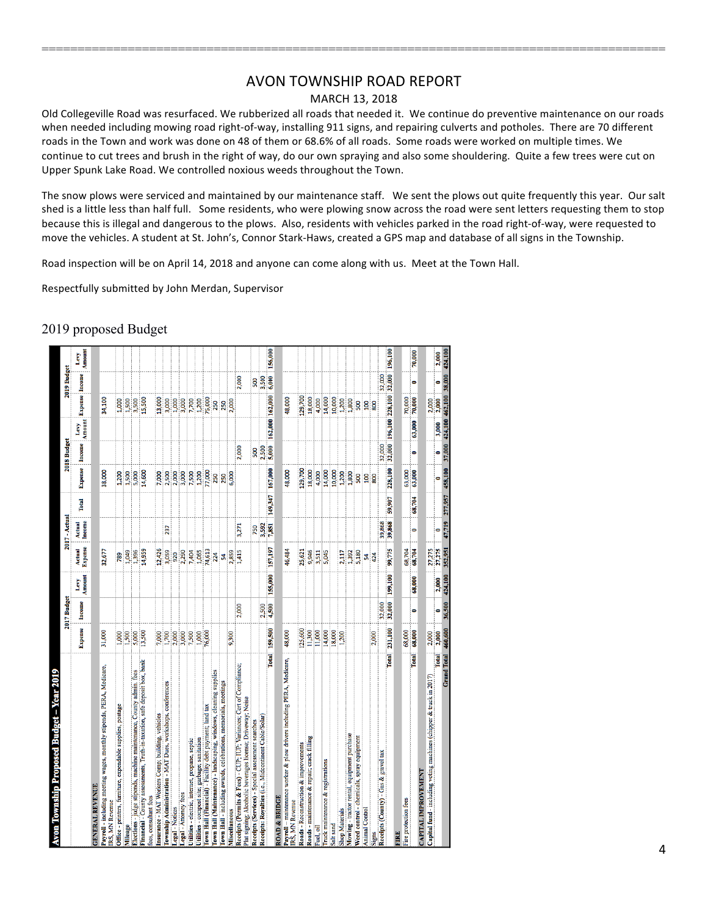# AVON TOWNSHIP ROAD REPORT

MARCH 13, 2018

Old Collegeville Road was resurfaced. We rubberized all roads that needed it. We continue do preventive maintenance on our roads when needed including mowing road right-of-way, installing 911 signs, and repairing culverts and potholes. There are 70 different roads in the Town and work was done on 48 of them or 68.6% of all roads. Some roads were worked on multiple times. We continue to cut trees and brush in the right of way, do our own spraying and also some shouldering. Quite a few trees were cut on Upper Spunk Lake Road. We controlled noxious weeds throughout the Town.

The snow plows were serviced and maintained by our maintenance staff. We sent the plows out quite frequently this year. Our salt shed is a little less than half full. Some residents, who were plowing snow across the road were sent letters requesting them to stop because this is illegal and dangerous to the plows. Also, residents with vehicles parked in the road right-of-way, were requested to move the vehicles. A student at St. John's, Connor Stark-Haws, created a GPS map and database of all signs in the Township.

Road inspection will be on April 14, 2018 and anyone can come along with us. Meet at the Town Hall.

Respectfully submitted by John Merdan, Supervisor

## 2019 proposed Budget

**Avon Township Proposed Budget – Year 2019**

| | 2017 Budget | | | 2017 - Actual | | | 2018 Budget | | | 2019 Budget | | |
|---|---|---|---|---|---|---|---|---|---|---|---|---|
| | Expense | Income | Levy Amount | Actual Expense | Actual Income | Total | Expense | Income | Levy Amount | Expense | Income | Levy Amount |
| **GENERAL REVENUE** | | | | | | | | | | | | |
| **Payroll** - including meeting wages, monthly stipends, PERA, Medicare, IRS, MN Revenue | 31,000 | | | 32,677 | | | 38,000 | | | 34,100 | | |
| **Office** - printers, furniture, expendable supplies, postage | 1,000 | | | 789 | | | 1,200 | | | 1,000 | | |
| **Mileage** | 1,500 | | | 1,049 | | | 1,500 | | | 1,500 | | |
| **Elections** - judge stipends, machine maintenance, County admin. fees | 5,000 | | | 1,356 | | | 5,000 | | | 3,500 | | |
| **Financial** - County assessments, Truth-in-taxation, safe deposit box, bank fees, consultant fees | 13,500 | | | 14,959 | | | 14,600 | | | 15,500 | | |
| **Insurance** - MAT Workers Comp; building, vehicles | 7,000 | | | 12,426 | | | 7,000 | | | 13,000 | | |
| **Township Administration** - MAT Dues, workshops, conferences | 1,700 | | | 3,059 | 237 | | 2,500 | | | 3,000 | | |
| **Legal** - Notices | 2,000 | | | 920 | | | 2,000 | | | 1,000 | | |
| **Legal** - Attorney fees | 3,000 | | | 2,290 | | | 3,000 | | | 3,000 | | |
| **Utilities** - electric, internet, propane, septic | 7,500 | | | 7,404 | | | 7,500 | | | 7,700 | | |
| **Utilities** - compost site, garbage; sanitation | 1,000 | | | 1,065 | | | 1,200 | | | 1,200 | | |
| **Town Hall (Financial)** - Facility debt payment; land tax | 76,000 | | | 74,613 | | | 77,000 | | | 75,000 | | |
| **Town Hall (Maintenance)** - landscaping, windows, cleaning supplies | | | | 224 | | | 250 | | | 250 | | |
| **Town Hall** - including awards, celebrations, memorials, meetings | | | | 54 | | | 250 | | | 250 | | |
| **Miscellaneous** | 9,300 | | | 2,859 | | | 6,000 | | | 2,000 | | |
| **Receipts (Permits & Fees)** - CUP; IUP; Variances; Cert of Compliance; Plat signing; Alcoholic beverages license; Driveway; Noise | | 2,000 | | 1,415 | 3,271 | | | 2,000 | | | 2,000 | |
| **Receipts (Services)** - Special assessment searches | | | | | 750 | | | 500 | | | 500 | |
| **Receipts: Royalties** (i.e., Midcontinent Cable/Solar) | | 2,500 | | | 3,592 | | | 2,500 | | | 3,500 | |
| **Total** | 159,500 | 4,500 | 155,000 | 157,197 | 7,851 | 149,347 | 167,000 | 5,000 | 162,000 | 162,000 | 6,000 | 156,000 |
| **ROAD & BRIDGE** | | | | | | | | | | | | |
| **Payroll** – maintenance worker & plow drivers including PERA, Medicare, IRS, MN Revenue | 48,000 | | | 46,484 | | | 48,000 | | | 48,000 | | |
| **Roads** - Reconstruction & improvements | 125,600 | | | 25,621 | | | 129,700 | | | 129,700 | | |
| **Roads** - maintenance & repair; crack filling | 11,300 | | | 9,946 | | | 18,000 | | | 18,000 | | |
| **Fuel, oil** | 11,000 | | | 3,511 | | | 4,000 | | | 4,000 | | |
| **Truck maintenance & registrations** | 14,000 | | | 5,045 | | | 14,000 | | | 14,000 | | |
| **Salt sand** | 18,000 | | | | | | 10,000 | | | 10,000 | | |
| **Shop Materials** | 1,200 | | | 2,117 | | | 1,200 | | | 1,200 | | |
| **Mowing** - tractor rental, equipment purchase | | | | 1,392 | | | 1,800 | | | 1,800 | | |
| **Weed control** - chemicals, spray equipment | | | | 5,180 | | | 500 | | | 500 | | |
| **Animal Control** | | | | 54 | | | 100 | | | 100 | | |
| **Signs** | 2,000 | | | 424 | | | 800 | | | 800 | | |
| **Receipts (County)** - Gas & gravel tax | | 32,000 | | | 39,868 | | | 32,000 | | | 32,000 | |
| **Total** | 231,100 | 32,000 | 199,100 | 99,775 | 39,868 | 59,907 | 228,100 | 32,000 | 196,100 | 228,100 | 32,000 | 196,100 |
| **FIRE** | | | | | | | | | | | | |
| **Fire protection fees** | 68,000 | | | 68,704 | | | 63,000 | | | 70,000 | | |
| **Total** | 68,000 | 0 | 68,000 | 68,704 | 0 | 68,704 | 63,000 | 0 | 63,000 | 70,000 | 0 | 70,000 |
| **CAPITAL IMPROVEMENT** | | | | | | | | | | | | |
| **Capital fund** - including voting machines (chipper & truck in 2017) | 2,000 | | | 27,275 | | | | | | 2,000 | | |
| **Total** | 2,000 | 0 | 2,000 | 27,275 | 0 | | 0 | 0 | 3,000 | 2,000 | 0 | 2,000 |
| **Grand Total** | 460,600 | 36,500 | 424,100 | 352,951 | 47,719 | 277,957 | 458,100 | 37,000 | 424,100 | 462,100 | 38,000 | 424,100 |